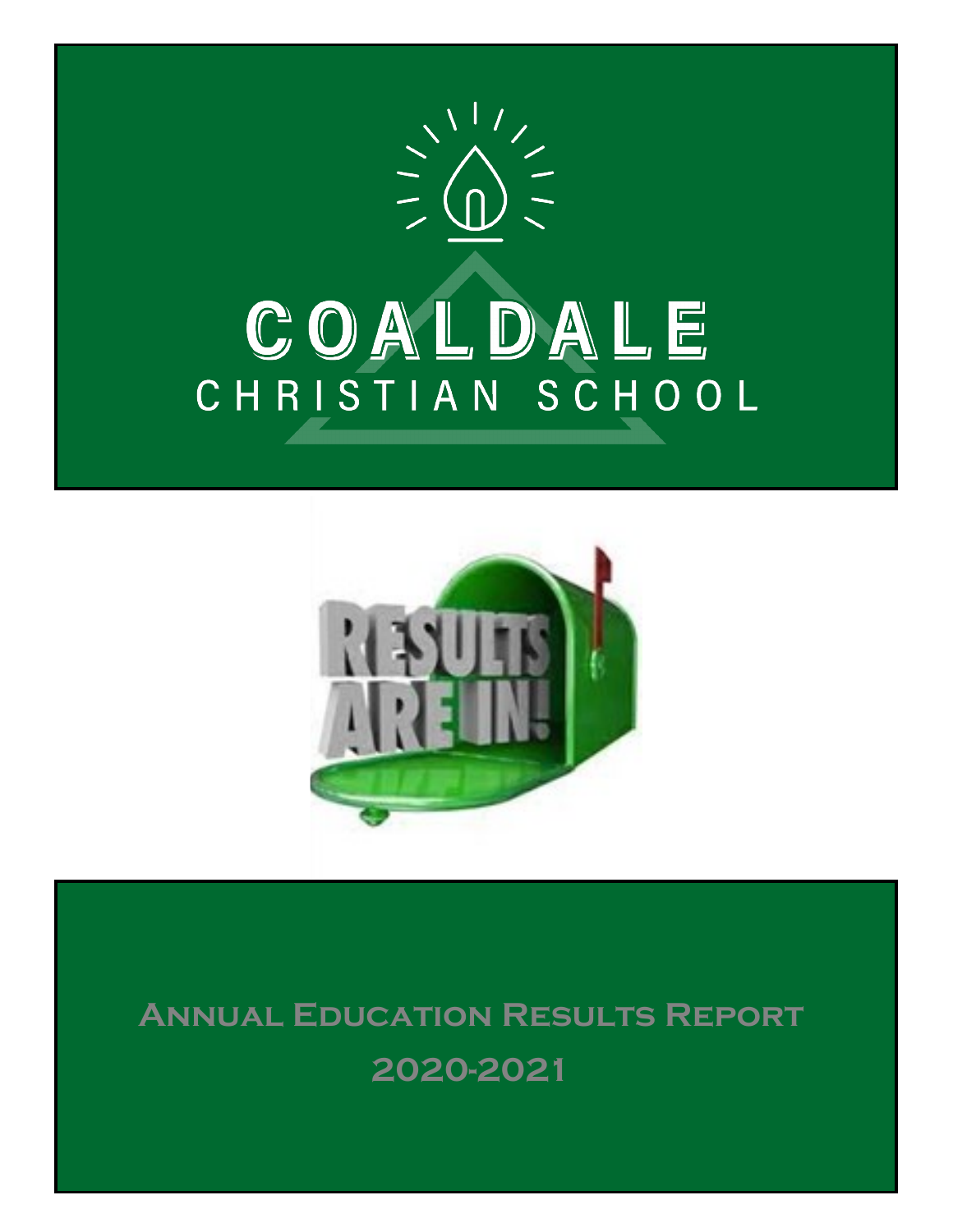# COALDALE
## CHRISTIAN SCHOOL

RESULTS ARE IN!

# Annual Education Results Report
## 2020-2021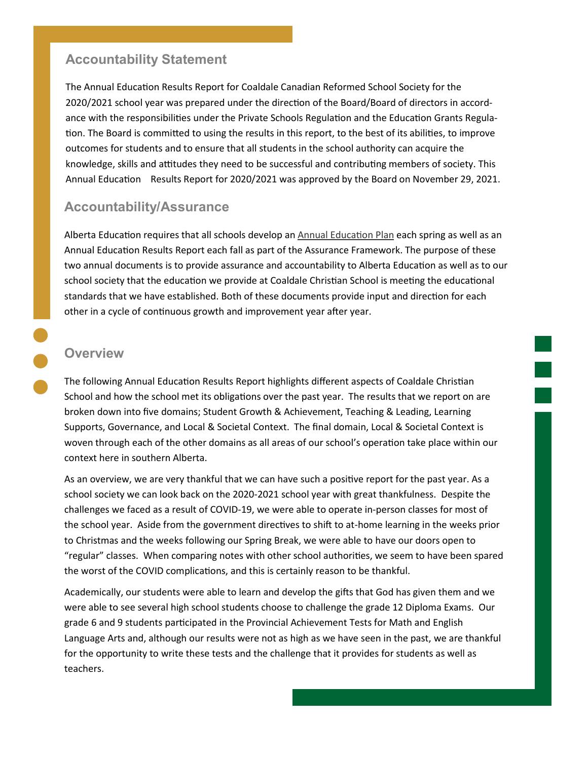## Accountability Statement

The Annual Education Results Report for Coaldale Canadian Reformed School Society for the 2020/2021 school year was prepared under the direction of the Board/Board of directors in accordance with the responsibilities under the Private Schools Regulation and the Education Grants Regulation. The Board is committed to using the results in this report, to the best of its abilities, to improve outcomes for students and to ensure that all students in the school authority can acquire the knowledge, skills and attitudes they need to be successful and contributing members of society. This Annual Education Results Report for 2020/2021 was approved by the Board on November 29, 2021.

## Accountability/Assurance

Alberta Education requires that all schools develop an Annual Education Plan each spring as well as an Annual Education Results Report each fall as part of the Assurance Framework. The purpose of these two annual documents is to provide assurance and accountability to Alberta Education as well as to our school society that the education we provide at Coaldale Christian School is meeting the educational standards that we have established. Both of these documents provide input and direction for each other in a cycle of continuous growth and improvement year after year.

## Overview

The following Annual Education Results Report highlights different aspects of Coaldale Christian School and how the school met its obligations over the past year. The results that we report on are broken down into five domains; Student Growth & Achievement, Teaching & Leading, Learning Supports, Governance, and Local & Societal Context. The final domain, Local & Societal Context is woven through each of the other domains as all areas of our school's operation take place within our context here in southern Alberta.

As an overview, we are very thankful that we can have such a positive report for the past year. As a school society we can look back on the 2020-2021 school year with great thankfulness. Despite the challenges we faced as a result of COVID-19, we were able to operate in-person classes for most of the school year. Aside from the government directives to shift to at-home learning in the weeks prior to Christmas and the weeks following our Spring Break, we were able to have our doors open to "regular" classes. When comparing notes with other school authorities, we seem to have been spared the worst of the COVID complications, and this is certainly reason to be thankful.

Academically, our students were able to learn and develop the gifts that God has given them and we were able to see several high school students choose to challenge the grade 12 Diploma Exams. Our grade 6 and 9 students participated in the Provincial Achievement Tests for Math and English Language Arts and, although our results were not as high as we have seen in the past, we are thankful for the opportunity to write these tests and the challenge that it provides for students as well as teachers.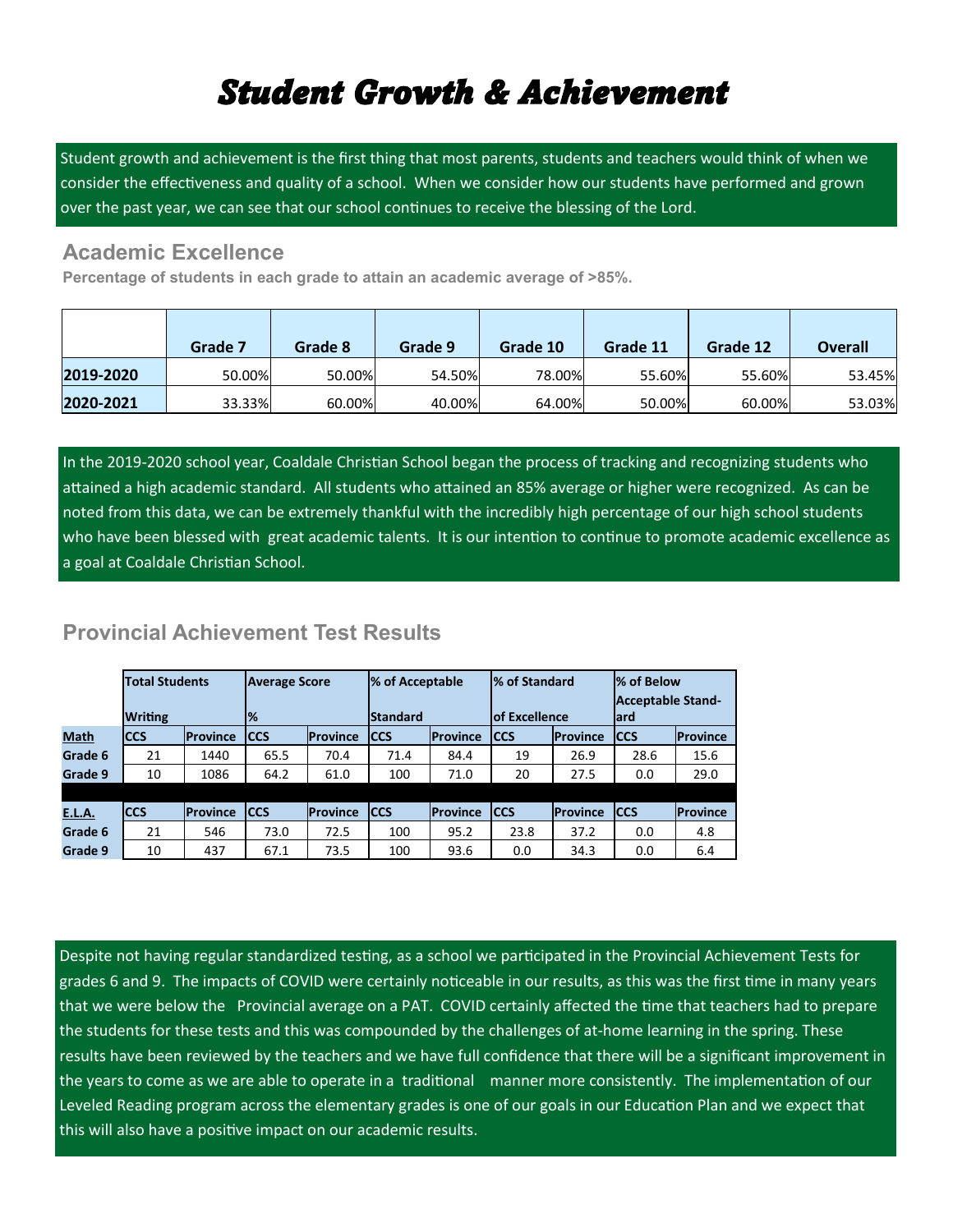# Student Growth & Achievement

Student growth and achievement is the first thing that most parents, students and teachers would think of when we consider the effectiveness and quality of a school. When we consider how our students have performed and grown over the past year, we can see that our school continues to receive the blessing of the Lord.

## Academic Excellence

**Percentage of students in each grade to attain an academic average of >85%.**

| | Grade 7 | Grade 8 | Grade 9 | Grade 10 | Grade 11 | Grade 12 | Overall |
|---|---|---|---|---|---|---|---|
| **2019-2020** | 50.00% | 50.00% | 54.50% | 78.00% | 55.60% | 55.60% | 53.45% |
| **2020-2021** | 33.33% | 60.00% | 40.00% | 64.00% | 50.00% | 60.00% | 53.03% |

In the 2019-2020 school year, Coaldale Christian School began the process of tracking and recognizing students who attained a high academic standard. All students who attained an 85% average or higher were recognized. As can be noted from this data, we can be extremely thankful with the incredibly high percentage of our high school students who have been blessed with great academic talents. It is our intention to continue to promote academic excellence as a goal at Coaldale Christian School.

## Provincial Achievement Test Results

| | Total Students Writing | | Average Score % | | % of Acceptable Standard | | % of Standard of Excellence | | % of Below Acceptable Standard | |
|---|---|---|---|---|---|---|---|---|---|---|
| **Math** | **CCS** | **Province** | **CCS** | **Province** | **CCS** | **Province** | **CCS** | **Province** | **CCS** | **Province** |
| **Grade 6** | 21 | 1440 | 65.5 | 70.4 | 71.4 | 84.4 | 19 | 26.9 | 28.6 | 15.6 |
| **Grade 9** | 10 | 1086 | 64.2 | 61.0 | 100 | 71.0 | 20 | 27.5 | 0.0 | 29.0 |
| **E.L.A.** | **CCS** | **Province** | **CCS** | **Province** | **CCS** | **Province** | **CCS** | **Province** | **CCS** | **Province** |
| **Grade 6** | 21 | 546 | 73.0 | 72.5 | 100 | 95.2 | 23.8 | 37.2 | 0.0 | 4.8 |
| **Grade 9** | 10 | 437 | 67.1 | 73.5 | 100 | 93.6 | 0.0 | 34.3 | 0.0 | 6.4 |

Despite not having regular standardized testing, as a school we participated in the Provincial Achievement Tests for grades 6 and 9. The impacts of COVID were certainly noticeable in our results, as this was the first time in many years that we were below the Provincial average on a PAT. COVID certainly affected the time that teachers had to prepare the students for these tests and this was compounded by the challenges of at-home learning in the spring. These results have been reviewed by the teachers and we have full confidence that there will be a significant improvement in the years to come as we are able to operate in a traditional manner more consistently. The implementation of our Leveled Reading program across the elementary grades is one of our goals in our Education Plan and we expect that this will also have a positive impact on our academic results.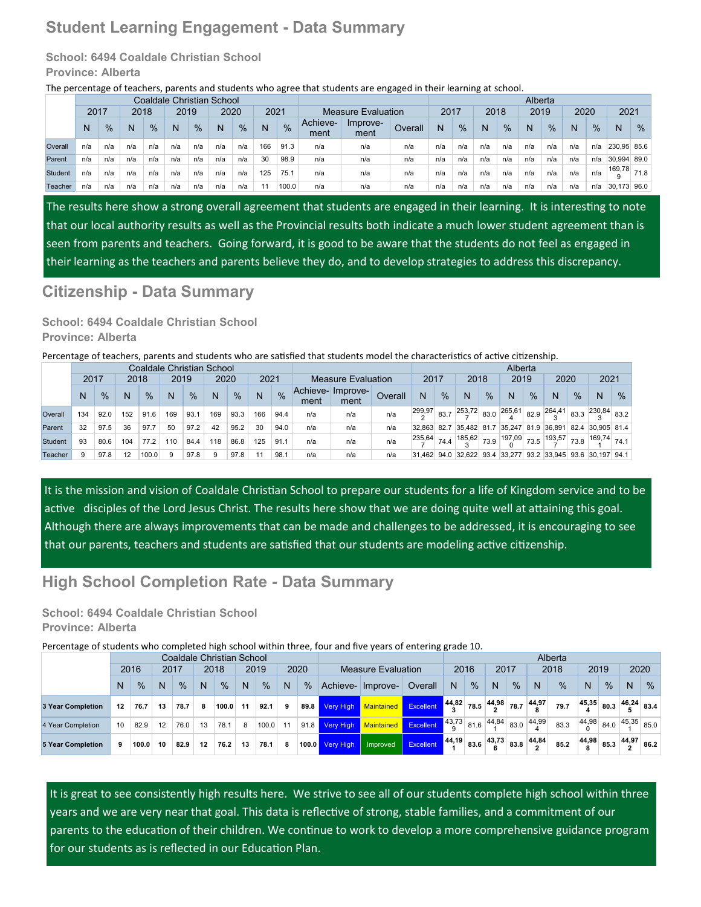# Student Learning Engagement - Data Summary

**School: 6494 Coaldale Christian School**

**Province: Alberta**

The percentage of teachers, parents and students who agree that students are engaged in their learning at school.

| | Coaldale Christian School | | | | | | | | | | | | | Alberta | | | | | | | | | |
|---|---|---|---|---|---|---|---|---|---|---|---|---|---|---|---|---|---|---|---|---|---|---|---|
| | 2017 | | 2018 | | 2019 | | 2020 | | 2021 | | Measure Evaluation | | | 2017 | | 2018 | | 2019 | | 2020 | | 2021 | |
| | N | % | N | % | N | % | N | % | N | % | Achievement | Improvement | Overall | N | % | N | % | N | % | N | % | N | % |
| Overall | n/a | n/a | n/a | n/a | n/a | n/a | n/a | n/a | 166 | 91.3 | n/a | n/a | n/a | n/a | n/a | n/a | n/a | n/a | n/a | n/a | n/a | 230,95 | 85.6 |
| Parent | n/a | n/a | n/a | n/a | n/a | n/a | n/a | n/a | 30 | 98.9 | n/a | n/a | n/a | n/a | n/a | n/a | n/a | n/a | n/a | n/a | n/a | 30,994 | 89.0 |
| Student | n/a | n/a | n/a | n/a | n/a | n/a | n/a | n/a | 125 | 75.1 | n/a | n/a | n/a | n/a | n/a | n/a | n/a | n/a | n/a | n/a | n/a | 169,789 | 71.8 |
| Teacher | n/a | n/a | n/a | n/a | n/a | n/a | n/a | n/a | 11 | 100.0 | n/a | n/a | n/a | n/a | n/a | n/a | n/a | n/a | n/a | n/a | n/a | 30,173 | 96.0 |

The results here show a strong overall agreement that students are engaged in their learning. It is interesting to note that our local authority results as well as the Provincial results both indicate a much lower student agreement than is seen from parents and teachers. Going forward, it is good to be aware that the students do not feel as engaged in their learning as the teachers and parents believe they do, and to develop strategies to address this discrepancy.

# Citizenship - Data Summary

**School: 6494 Coaldale Christian School**

**Province: Alberta**

Percentage of teachers, parents and students who are satisfied that students model the characteristics of active citizenship.

| | Coaldale Christian School | | | | | | | | | | | | | Alberta | | | | | | | | | |
|---|---|---|---|---|---|---|---|---|---|---|---|---|---|---|---|---|---|---|---|---|---|---|---|
| | 2017 | | 2018 | | 2019 | | 2020 | | 2021 | | Measure Evaluation | | | 2017 | | 2018 | | 2019 | | 2020 | | 2021 | |
| | N | % | N | % | N | % | N | % | N | % | Achievement | Improvement | Overall | N | % | N | % | N | % | N | % | N | % |
| Overall | 134 | 92.0 | 152 | 91.6 | 169 | 93.1 | 169 | 93.3 | 166 | 94.4 | n/a | n/a | n/a | 299,972 | 83.7 | 253,727 | 83.0 | 265,614 | 82.9 | 264,413 | 83.3 | 230,843 | 83.2 |
| Parent | 32 | 97.5 | 36 | 97.7 | 50 | 97.2 | 42 | 95.2 | 30 | 94.0 | n/a | n/a | n/a | 32,863 | 82.7 | 35,482 | 81.7 | 35,247 | 81.9 | 36,891 | 82.4 | 30,905 | 81.4 |
| Student | 93 | 80.6 | 104 | 77.2 | 110 | 84.4 | 118 | 86.8 | 125 | 91.1 | n/a | n/a | n/a | 235,647 | 74.4 | 185,623 | 73.9 | 197,090 | 73.5 | 193,577 | 73.8 | 169,741 | 74.1 |
| Teacher | 9 | 97.8 | 12 | 100.0 | 9 | 97.8 | 9 | 97.8 | 11 | 98.1 | n/a | n/a | n/a | 31,462 | 94.0 | 32,622 | 93.4 | 33,277 | 93.2 | 33,945 | 93.6 | 30,197 | 94.1 |

It is the mission and vision of Coaldale Christian School to prepare our students for a life of Kingdom service and to be active disciples of the Lord Jesus Christ. The results here show that we are doing quite well at attaining this goal. Although there are always improvements that can be made and challenges to be addressed, it is encouraging to see that our parents, teachers and students are satisfied that our students are modeling active citizenship.

# High School Completion Rate - Data Summary

**School: 6494 Coaldale Christian School**

**Province: Alberta**

Percentage of students who completed high school within three, four and five years of entering grade 10.

| | Coaldale Christian School | | | | | | | | | | | | | Alberta | | | | | | | | | |
|---|---|---|---|---|---|---|---|---|---|---|---|---|---|---|---|---|---|---|---|---|---|---|---|
| | 2016 | | 2017 | | 2018 | | 2019 | | 2020 | | Measure Evaluation | | | 2016 | | 2017 | | 2018 | | 2019 | | 2020 | |
| | N | % | N | % | N | % | N | % | N | % | Achieve- | Improve- | Overall | N | % | N | % | N | % | N | % | N | % |
| **3 Year Completion** | **12** | **76.7** | **13** | **78.7** | **8** | **100.0** | **11** | **92.1** | **9** | **89.8** | Very High | Maintained | Excellent | **44,823** | **78.5** | **44,982** | **78.7** | **44,978** | **79.7** | **45,354** | **80.3** | **46,245** | **83.4** |
| 4 Year Completion | 10 | 82.9 | 12 | 76.0 | 13 | 78.1 | 8 | 100.0 | 11 | 91.8 | Very High | Maintained | Excellent | 43,739 | 81.6 | 44,841 | 83.0 | 44,994 | 83.3 | 44,980 | 84.0 | 45,351 | 85.0 |
| **5 Year Completion** | **9** | **100.0** | **10** | **82.9** | **12** | **76.2** | **13** | **78.1** | **8** | **100.0** | Very High | Improved | Excellent | **44,191** | **83.6** | **43,736** | **83.8** | **44,842** | **85.2** | **44,988** | **85.3** | **44,972** | **86.2** |

It is great to see consistently high results here. We strive to see all of our students complete high school within three years and we are very near that goal. This data is reflective of strong, stable families, and a commitment of our parents to the education of their children. We continue to work to develop a more comprehensive guidance program for our students as is reflected in our Education Plan.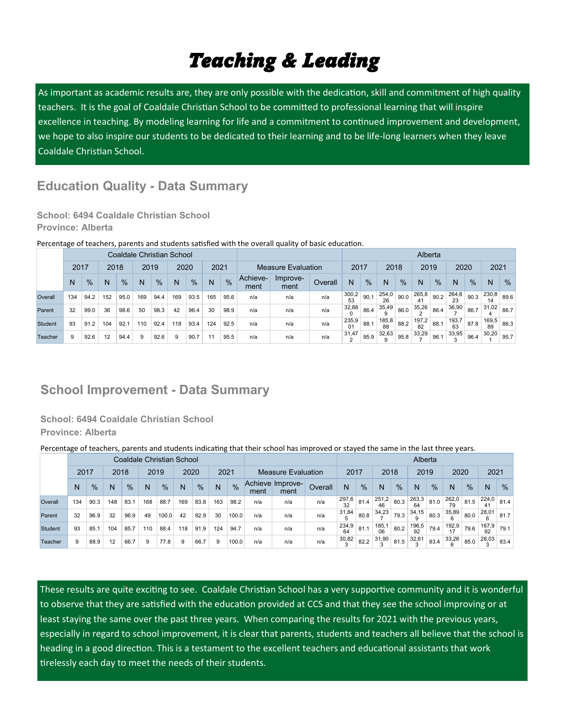# *Teaching & Leading*

As important as academic results are, they are only possible with the dedication, skill and commitment of high quality teachers. It is the goal of Coaldale Christian School to be committed to professional learning that will inspire excellence in teaching. By modeling learning for life and a commitment to continued improvement and development, we hope to also inspire our students to be dedicated to their learning and to be life-long learners when they leave Coaldale Christian School.

## Education Quality - Data Summary

**School: 6494 Coaldale Christian School**
**Province: Alberta**

Percentage of teachers, parents and students satisfied with the overall quality of basic education.

| | Coaldale Christian School | | | | | | | | | | Measure Evaluation | | | Alberta | | | | | | | | | |
|---|---|---|---|---|---|---|---|---|---|---|---|---|---|---|---|---|---|---|---|---|---|---|---|
| | 2017 | | 2018 | | 2019 | | 2020 | | 2021 | | | | | 2017 | | 2018 | | 2019 | | 2020 | | 2021 | |
| | N | % | N | % | N | % | N | % | N | % | Achievement | Improvement | Overall | N | % | N | % | N | % | N | % | N | % |
| Overall | 134 | 94.2 | 152 | 95.0 | 169 | 94.4 | 169 | 93.5 | 165 | 95.6 | n/a | n/a | n/a | 300,253 | 90.1 | 254,026 | 90.0 | 265,841 | 90.2 | 264,623 | 90.3 | 230,814 | 89.6 |
| Parent | 32 | 99.0 | 36 | 98.6 | 50 | 98.3 | 42 | 96.4 | 30 | 98.9 | n/a | n/a | n/a | 32,880 | 86.4 | 35,499 | 86.0 | 35,262 | 86.4 | 36,907 | 86.7 | 31,024 | 86.7 |
| Student | 93 | 91.2 | 104 | 92.1 | 110 | 92.4 | 118 | 93.4 | 124 | 92.5 | n/a | n/a | n/a | 235,901 | 88.1 | 185,888 | 88.2 | 197,282 | 88.1 | 193,763 | 87.8 | 169,589 | 86.3 |
| Teacher | 9 | 92.6 | 12 | 94.4 | 9 | 92.6 | 9 | 90.7 | 11 | 95.5 | n/a | n/a | n/a | 31,472 | 95.9 | 32,639 | 95.8 | 33,297 | 96.1 | 33,953 | 96.4 | 30,201 | 95.7 |

## School Improvement - Data Summary

**School: 6494 Coaldale Christian School**
**Province: Alberta**

Percentage of teachers, parents and students indicating that their school has improved or stayed the same in the last three years.

| | Coaldale Christian School | | | | | | | | | | Measure Evaluation | | | Alberta | | | | | | | | | |
|---|---|---|---|---|---|---|---|---|---|---|---|---|---|---|---|---|---|---|---|---|---|---|---|
| | 2017 | | 2018 | | 2019 | | 2020 | | 2021 | | | | | 2017 | | 2018 | | 2019 | | 2020 | | 2021 | |
| | N | % | N | % | N | % | N | % | N | % | Achievement | Improvement | Overall | N | % | N | % | N | % | N | % | N | % |
| Overall | 134 | 90.3 | 148 | 83.1 | 168 | 88.7 | 169 | 83.8 | 163 | 98.2 | n/a | n/a | n/a | 297,632 | 81.4 | 251,246 | 80.3 | 263,364 | 81.0 | 262,079 | 81.5 | 224,041 | 81.4 |
| Parent | 32 | 96.9 | 32 | 96.9 | 49 | 100.0 | 42 | 92.9 | 30 | 100.0 | n/a | n/a | n/a | 31,845 | 80.8 | 34,237 | 79.3 | 34,159 | 80.3 | 35,896 | 80.0 | 28,016 | 81.7 |
| Student | 93 | 85.1 | 104 | 85.7 | 110 | 88.4 | 118 | 91.9 | 124 | 94.7 | n/a | n/a | n/a | 234,964 | 81.1 | 185,106 | 80.2 | 196,592 | 79.4 | 192,917 | 79.6 | 167,992 | 79.1 |
| Teacher | 9 | 88.9 | 12 | 66.7 | 9 | 77.8 | 9 | 66.7 | 9 | 100.0 | n/a | n/a | n/a | 30,823 | 82.2 | 31,903 | 81.5 | 32,613 | 83.4 | 33,266 | 85.0 | 28,033 | 83.4 |

These results are quite exciting to see. Coaldale Christian School has a very supportive community and it is wonderful to observe that they are satisfied with the education provided at CCS and that they see the school improving or at least staying the same over the past three years. When comparing the results for 2021 with the previous years, especially in regard to school improvement, it is clear that parents, students and teachers all believe that the school is heading in a good direction. This is a testament to the excellent teachers and educational assistants that work tirelessly each day to meet the needs of their students.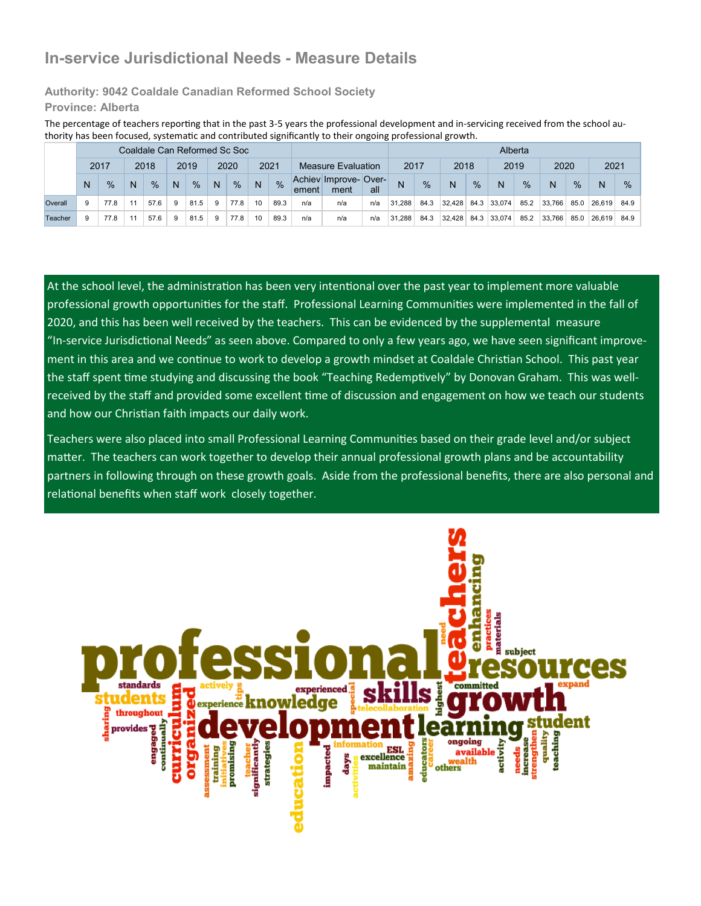# In-service Jurisdictional Needs - Measure Details

### Authority: 9042 Coaldale Canadian Reformed School Society

### Province: Alberta

The percentage of teachers reporting that in the past 3-5 years the professional development and in-servicing received from the school authority has been focused, systematic and contributed significantly to their ongoing professional growth.

| | Coaldale Can Reformed Sc Soc | | | | | | | | | | | | | Alberta | | | | | | | | | |
|---|---|---|---|---|---|---|---|---|---|---|---|---|---|---|---|---|---|---|---|---|---|---|---|
| | 2017 | | 2018 | | 2019 | | 2020 | | 2021 | | Measure Evaluation | | | 2017 | | 2018 | | 2019 | | 2020 | | 2021 | |
| | N | % | N | % | N | % | N | % | N | % | Achievement | Improvement | Overall | N | % | N | % | N | % | N | % | N | % |
| Overall | 9 | 77.8 | 11 | 57.6 | 9 | 81.5 | 9 | 77.8 | 10 | 89.3 | n/a | n/a | n/a | 31,288 | 84.3 | 32,428 | 84.3 | 33,074 | 85.2 | 33,766 | 85.0 | 26,619 | 84.9 |
| Teacher | 9 | 77.8 | 11 | 57.6 | 9 | 81.5 | 9 | 77.8 | 10 | 89.3 | n/a | n/a | n/a | 31,288 | 84.3 | 32,428 | 84.3 | 33,074 | 85.2 | 33,766 | 85.0 | 26,619 | 84.9 |

At the school level, the administration has been very intentional over the past year to implement more valuable professional growth opportunities for the staff. Professional Learning Communities were implemented in the fall of 2020, and this has been well received by the teachers. This can be evidenced by the supplemental measure "In-service Jurisdictional Needs" as seen above. Compared to only a few years ago, we have seen significant improvement in this area and we continue to work to develop a growth mindset at Coaldale Christian School. This past year the staff spent time studying and discussing the book "Teaching Redemptively" by Donovan Graham. This was well-received by the staff and provided some excellent time of discussion and engagement on how we teach our students and how our Christian faith impacts our daily work.

Teachers were also placed into small Professional Learning Communities based on their grade level and/or subject matter. The teachers can work together to develop their annual professional growth plans and be accountability partners in following through on these growth goals. Aside from the professional benefits, there are also personal and relational benefits when staff work closely together.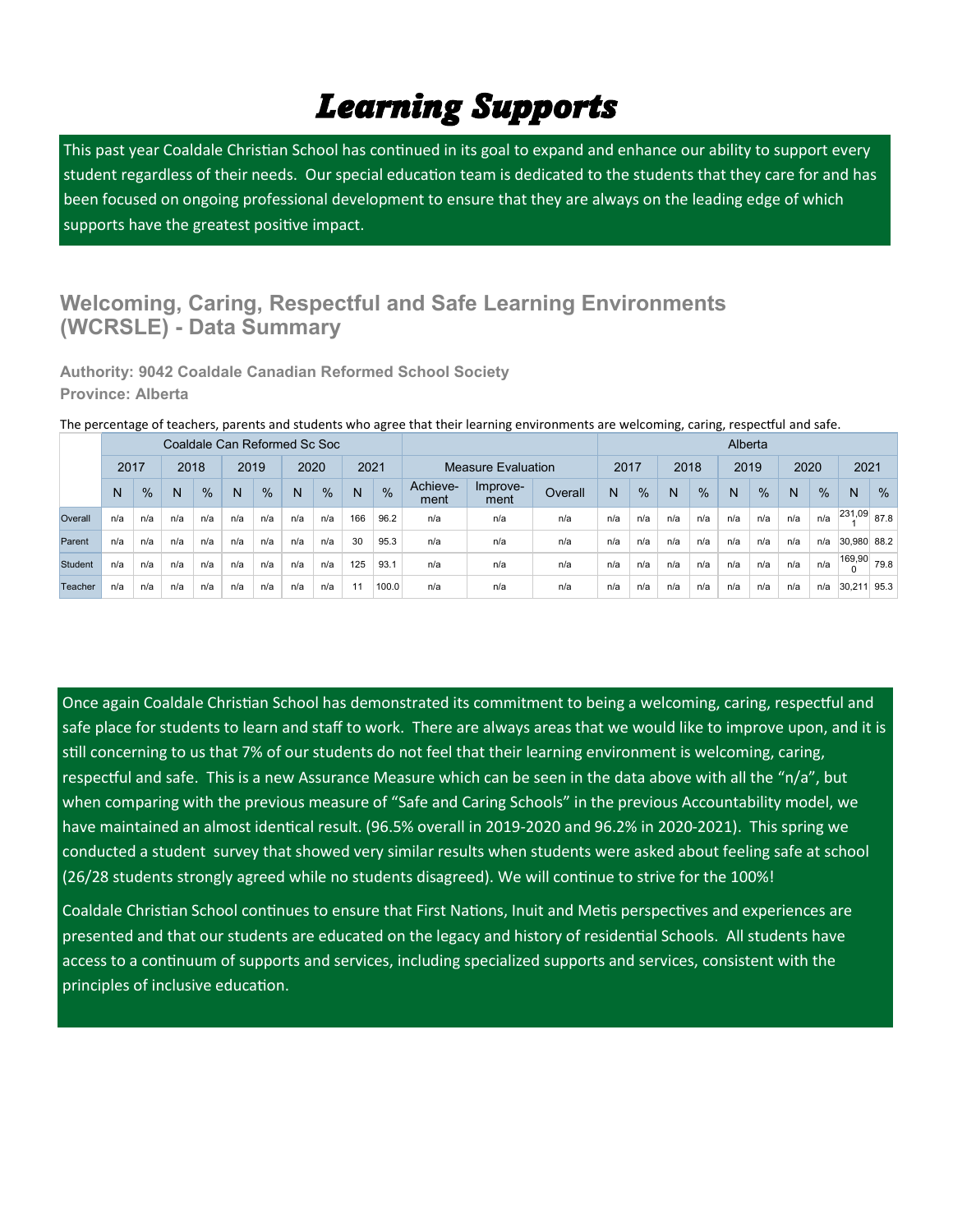# Learning Supports

This past year Coaldale Christian School has continued in its goal to expand and enhance our ability to support every student regardless of their needs. Our special education team is dedicated to the students that they care for and has been focused on ongoing professional development to ensure that they are always on the leading edge of which supports have the greatest positive impact.

## Welcoming, Caring, Respectful and Safe Learning Environments (WCRSLE) - Data Summary

**Authority: 9042 Coaldale Canadian Reformed School Society**
**Province: Alberta**

The percentage of teachers, parents and students who agree that their learning environments are welcoming, caring, respectful and safe.

| | Coaldale Can Reformed Sc Soc | | | | | | | | | | Measure Evaluation | | | Alberta | | | | | | | | | |
|---|---|---|---|---|---|---|---|---|---|---|---|---|---|---|---|---|---|---|---|---|---|---|---|
| | 2017 | | 2018 | | 2019 | | 2020 | | 2021 | | | | | 2017 | | 2018 | | 2019 | | 2020 | | 2021 | |
| | N | % | N | % | N | % | N | % | N | % | Achievement | Improvement | Overall | N | % | N | % | N | % | N | % | N | % |
| Overall | n/a | n/a | n/a | n/a | n/a | n/a | n/a | n/a | 166 | 96.2 | n/a | n/a | n/a | n/a | n/a | n/a | n/a | n/a | n/a | n/a | n/a | 231,091 | 87.8 |
| Parent | n/a | n/a | n/a | n/a | n/a | n/a | n/a | n/a | 30 | 95.3 | n/a | n/a | n/a | n/a | n/a | n/a | n/a | n/a | n/a | n/a | n/a | 30,980 | 88.2 |
| Student | n/a | n/a | n/a | n/a | n/a | n/a | n/a | n/a | 125 | 93.1 | n/a | n/a | n/a | n/a | n/a | n/a | n/a | n/a | n/a | n/a | n/a | 169,900 | 79.8 |
| Teacher | n/a | n/a | n/a | n/a | n/a | n/a | n/a | n/a | 11 | 100.0 | n/a | n/a | n/a | n/a | n/a | n/a | n/a | n/a | n/a | n/a | n/a | 30,211 | 95.3 |

Once again Coaldale Christian School has demonstrated its commitment to being a welcoming, caring, respectful and safe place for students to learn and staff to work. There are always areas that we would like to improve upon, and it is still concerning to us that 7% of our students do not feel that their learning environment is welcoming, caring, respectful and safe. This is a new Assurance Measure which can be seen in the data above with all the "n/a", but when comparing with the previous measure of "Safe and Caring Schools" in the previous Accountability model, we have maintained an almost identical result. (96.5% overall in 2019-2020 and 96.2% in 2020-2021). This spring we conducted a student survey that showed very similar results when students were asked about feeling safe at school (26/28 students strongly agreed while no students disagreed). We will continue to strive for the 100%!

Coaldale Christian School continues to ensure that First Nations, Inuit and Metis perspectives and experiences are presented and that our students are educated on the legacy and history of residential Schools. All students have access to a continuum of supports and services, including specialized supports and services, consistent with the principles of inclusive education.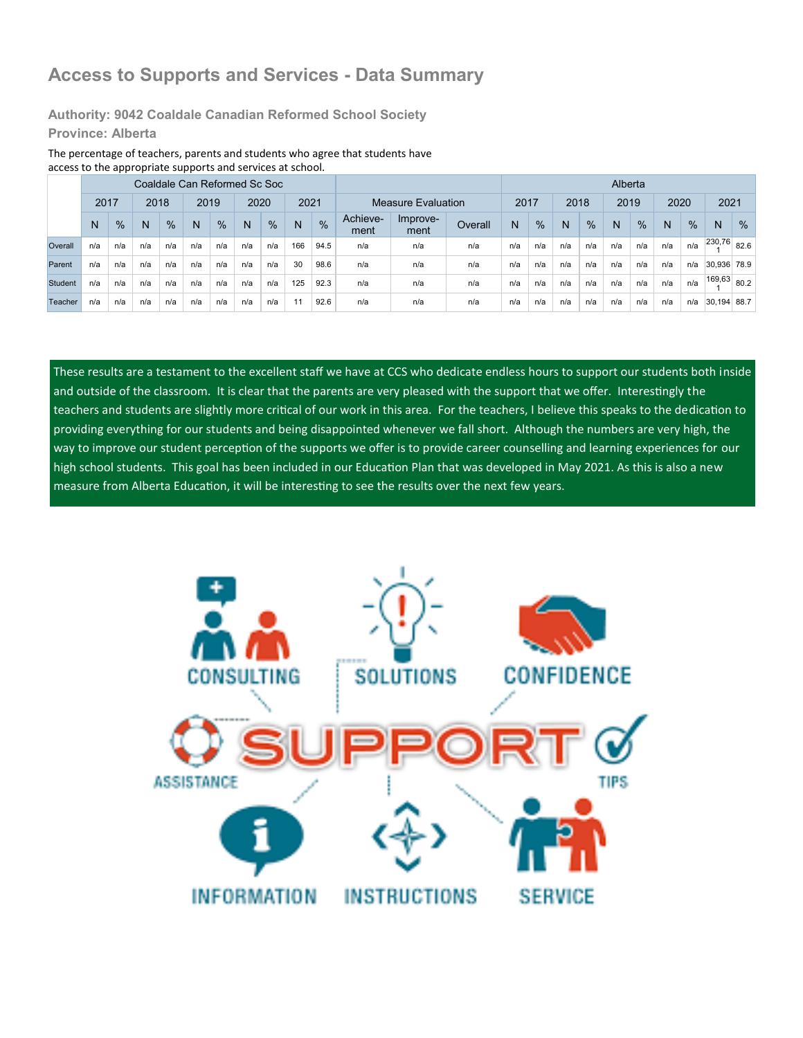# Access to Supports and Services - Data Summary

### Authority: 9042 Coaldale Canadian Reformed School Society

### Province: Alberta

The percentage of teachers, parents and students who agree that students have access to the appropriate supports and services at school.

| | Coaldale Can Reformed Sc Soc | | | | | | | | | | Measure Evaluation | | | Alberta | | | | | | | | | |
|---|---|---|---|---|---|---|---|---|---|---|---|---|---|---|---|---|---|---|---|---|---|---|---|
| | 2017 | | 2018 | | 2019 | | 2020 | | 2021 | | | | | 2017 | | 2018 | | 2019 | | 2020 | | 2021 | |
| | N | % | N | % | N | % | N | % | N | % | Achieve-ment | Improve-ment | Overall | N | % | N | % | N | % | N | % | N | % |
| Overall | n/a | n/a | n/a | n/a | n/a | n/a | n/a | n/a | 166 | 94.5 | n/a | n/a | n/a | n/a | n/a | n/a | n/a | n/a | n/a | n/a | n/a | 230,761 | 82.6 |
| Parent | n/a | n/a | n/a | n/a | n/a | n/a | n/a | n/a | 30 | 98.6 | n/a | n/a | n/a | n/a | n/a | n/a | n/a | n/a | n/a | n/a | n/a | 30,936 | 78.9 |
| Student | n/a | n/a | n/a | n/a | n/a | n/a | n/a | n/a | 125 | 92.3 | n/a | n/a | n/a | n/a | n/a | n/a | n/a | n/a | n/a | n/a | n/a | 169,631 | 80.2 |
| Teacher | n/a | n/a | n/a | n/a | n/a | n/a | n/a | n/a | 11 | 92.6 | n/a | n/a | n/a | n/a | n/a | n/a | n/a | n/a | n/a | n/a | n/a | 30,194 | 88.7 |

These results are a testament to the excellent staff we have at CCS who dedicate endless hours to support our students both inside and outside of the classroom. It is clear that the parents are very pleased with the support that we offer. Interestingly the teachers and students are slightly more critical of our work in this area. For the teachers, I believe this speaks to the dedication to providing everything for our students and being disappointed whenever we fall short. Although the numbers are very high, the way to improve our student perception of the supports we offer is to provide career counselling and learning experiences for our high school students. This goal has been included in our Education Plan that was developed in May 2021. As this is also a new measure from Alberta Education, it will be interesting to see the results over the next few years.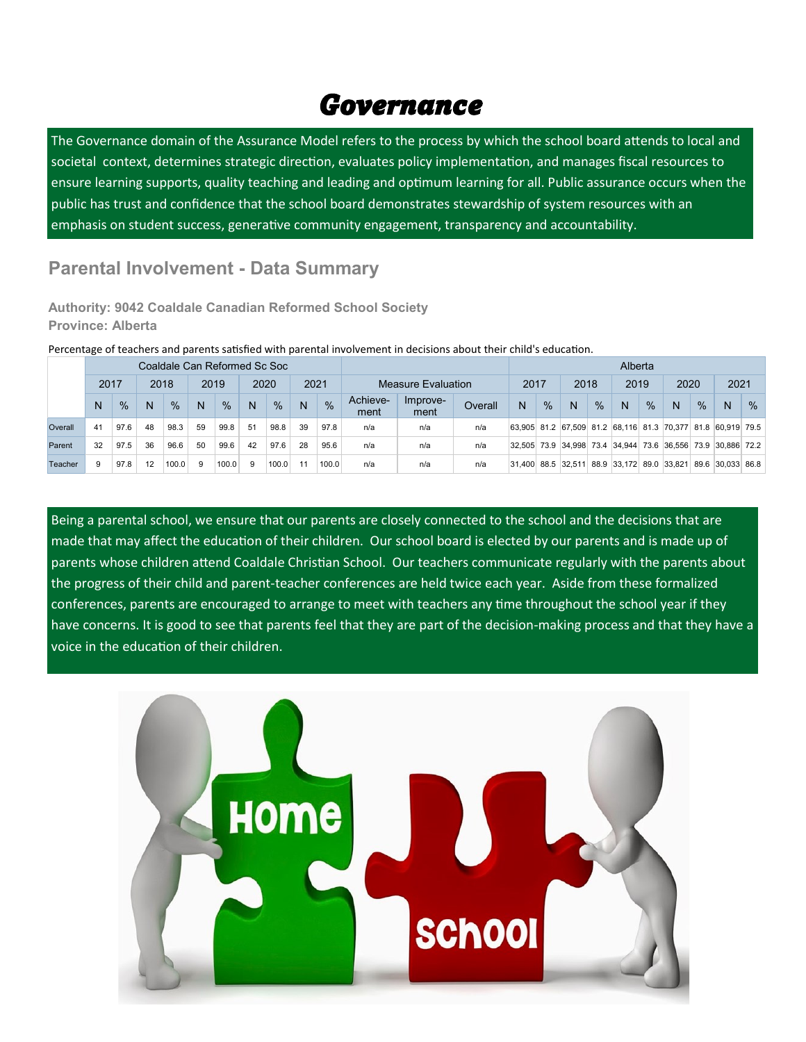# *Governance*

The Governance domain of the Assurance Model refers to the process by which the school board attends to local and societal context, determines strategic direction, evaluates policy implementation, and manages fiscal resources to ensure learning supports, quality teaching and leading and optimum learning for all. Public assurance occurs when the public has trust and confidence that the school board demonstrates stewardship of system resources with an emphasis on student success, generative community engagement, transparency and accountability.

## Parental Involvement - Data Summary

**Authority: 9042 Coaldale Canadian Reformed School Society**
**Province: Alberta**

Percentage of teachers and parents satisfied with parental involvement in decisions about their child's education.

| | Coaldale Can Reformed Sc Soc | | | | | | | | | | Measure Evaluation | | | Alberta | | | | | | | | | |
|---|---|---|---|---|---|---|---|---|---|---|---|---|---|---|---|---|---|---|---|---|---|---|---|
| | 2017 | | 2018 | | 2019 | | 2020 | | 2021 | | | | | 2017 | | 2018 | | 2019 | | 2020 | | 2021 | |
| | N | % | N | % | N | % | N | % | N | % | Achieve-ment | Improve-ment | Overall | N | % | N | % | N | % | N | % | N | % |
| Overall | 41 | 97.6 | 48 | 98.3 | 59 | 99.8 | 51 | 98.8 | 39 | 97.8 | n/a | n/a | n/a | 63,905 | 81.2 | 67,509 | 81.2 | 68,116 | 81.3 | 70,377 | 81.8 | 60,919 | 79.5 |
| Parent | 32 | 97.5 | 36 | 96.6 | 50 | 99.6 | 42 | 97.6 | 28 | 95.6 | n/a | n/a | n/a | 32,505 | 73.9 | 34,998 | 73.4 | 34,944 | 73.6 | 36,556 | 73.9 | 30,886 | 72.2 |
| Teacher | 9 | 97.8 | 12 | 100.0 | 9 | 100.0 | 9 | 100.0 | 11 | 100.0 | n/a | n/a | n/a | 31,400 | 88.5 | 32,511 | 88.9 | 33,172 | 89.0 | 33,821 | 89.6 | 30,033 | 86.8 |

Being a parental school, we ensure that our parents are closely connected to the school and the decisions that are made that may affect the education of their children. Our school board is elected by our parents and is made up of parents whose children attend Coaldale Christian School. Our teachers communicate regularly with the parents about the progress of their child and parent-teacher conferences are held twice each year. Aside from these formalized conferences, parents are encouraged to arrange to meet with teachers any time throughout the school year if they have concerns. It is good to see that parents feel that they are part of the decision-making process and that they have a voice in the education of their children.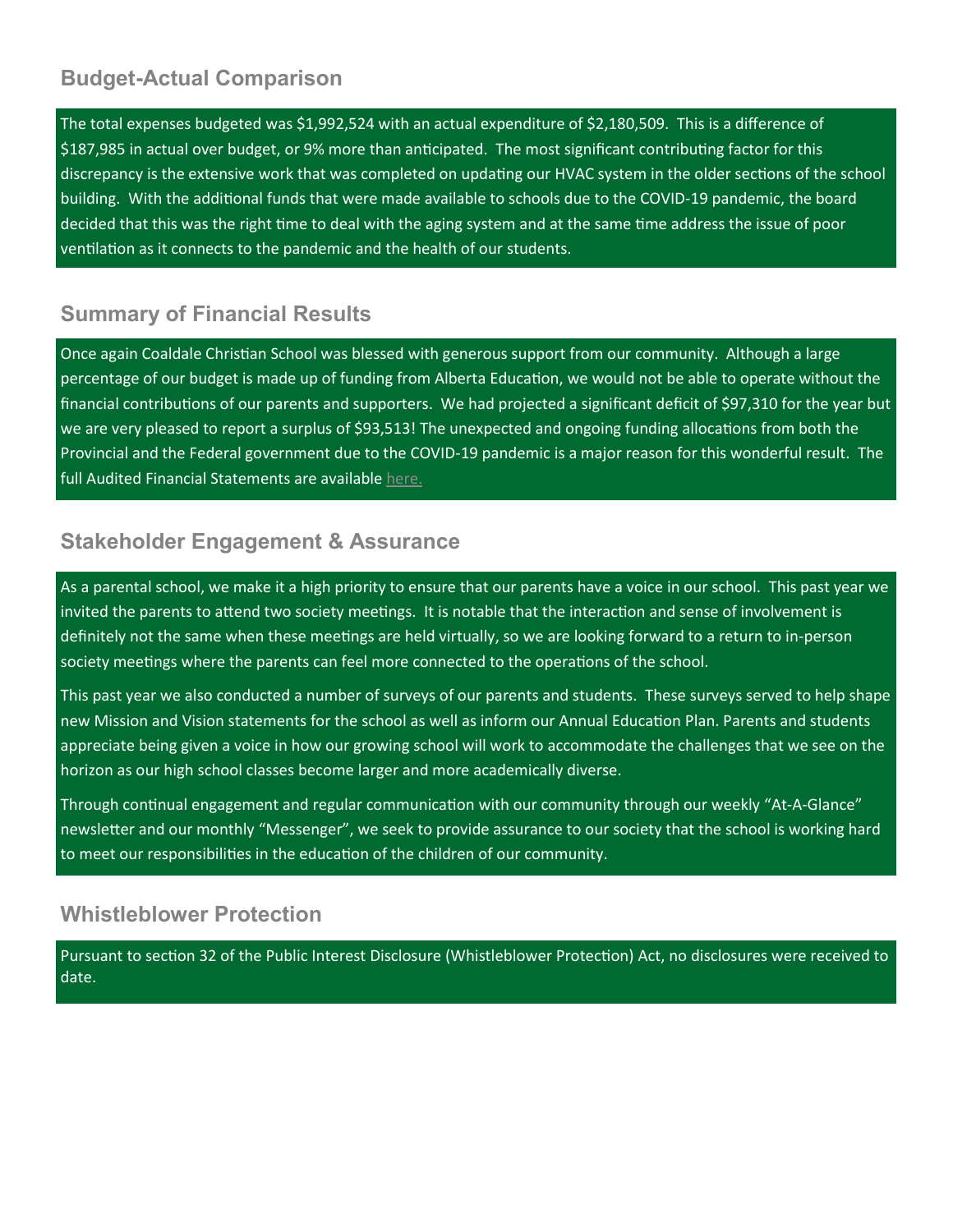## Budget-Actual Comparison

The total expenses budgeted was $1,992,524 with an actual expenditure of $2,180,509. This is a difference of $187,985 in actual over budget, or 9% more than anticipated. The most significant contributing factor for this discrepancy is the extensive work that was completed on updating our HVAC system in the older sections of the school building. With the additional funds that were made available to schools due to the COVID-19 pandemic, the board decided that this was the right time to deal with the aging system and at the same time address the issue of poor ventilation as it connects to the pandemic and the health of our students.

## Summary of Financial Results

Once again Coaldale Christian School was blessed with generous support from our community. Although a large percentage of our budget is made up of funding from Alberta Education, we would not be able to operate without the financial contributions of our parents and supporters. We had projected a significant deficit of $97,310 for the year but we are very pleased to report a surplus of $93,513! The unexpected and ongoing funding allocations from both the Provincial and the Federal government due to the COVID-19 pandemic is a major reason for this wonderful result. The full Audited Financial Statements are available here.

## Stakeholder Engagement & Assurance

As a parental school, we make it a high priority to ensure that our parents have a voice in our school. This past year we invited the parents to attend two society meetings. It is notable that the interaction and sense of involvement is definitely not the same when these meetings are held virtually, so we are looking forward to a return to in-person society meetings where the parents can feel more connected to the operations of the school.

This past year we also conducted a number of surveys of our parents and students. These surveys served to help shape new Mission and Vision statements for the school as well as inform our Annual Education Plan. Parents and students appreciate being given a voice in how our growing school will work to accommodate the challenges that we see on the horizon as our high school classes become larger and more academically diverse.

Through continual engagement and regular communication with our community through our weekly "At-A-Glance" newsletter and our monthly "Messenger", we seek to provide assurance to our society that the school is working hard to meet our responsibilities in the education of the children of our community.

## Whistleblower Protection

Pursuant to section 32 of the Public Interest Disclosure (Whistleblower Protection) Act, no disclosures were received to date.